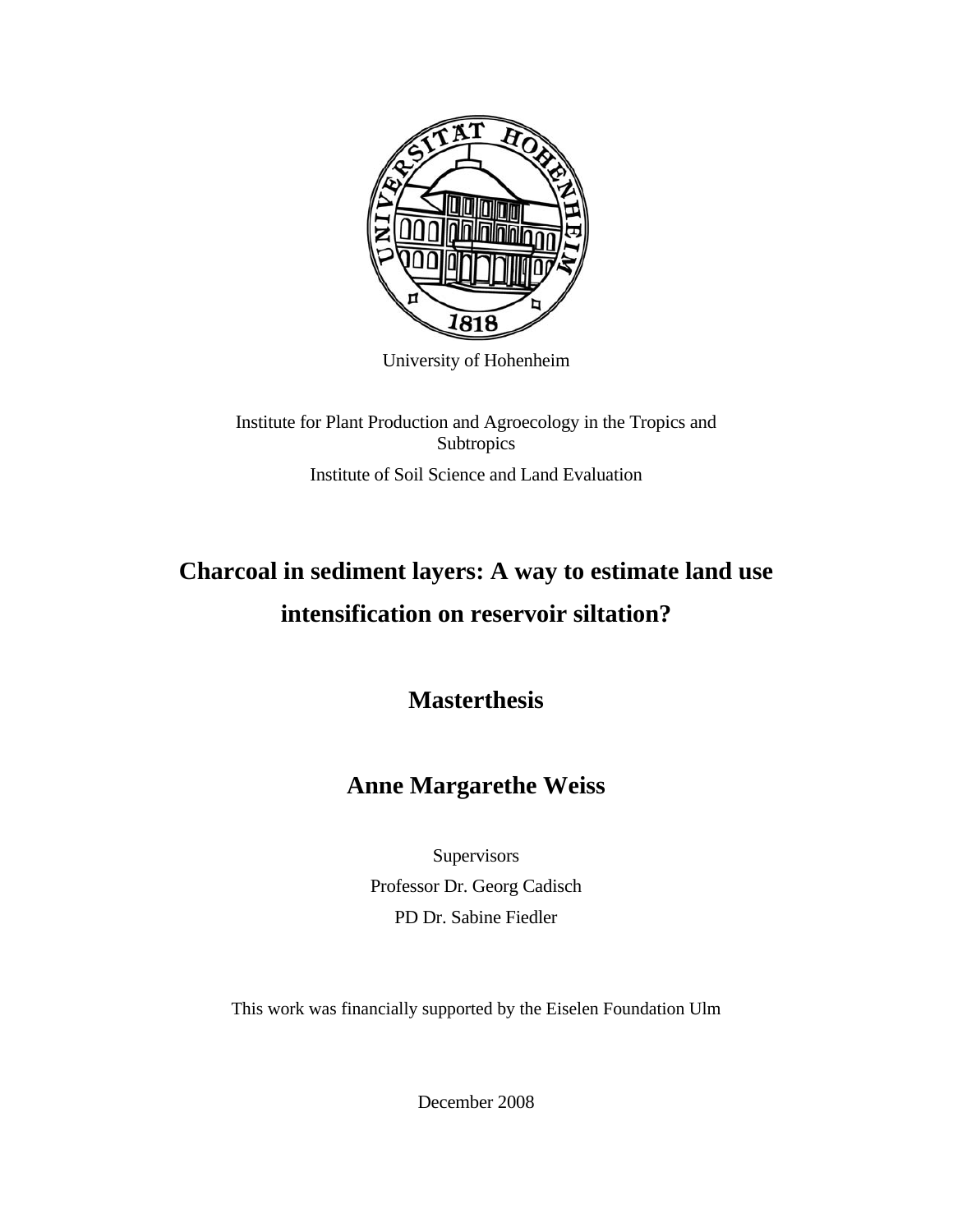University of Hohenheim

Institute for Plant Production and Agroecology in the Tropics and Subtropics

Institute of Soil Science and Land Evaluation

# Charcoal in sediment layers: A way to estimate land use intensification on reservoir siltation?

## Masterthesis

## Anne Margarethe Weiss

Supervisors

Professor Dr. Georg Cadisch

PD Dr. Sabine Fiedler

This work was financially supported by the Eiselen Foundation Ulm

December 2008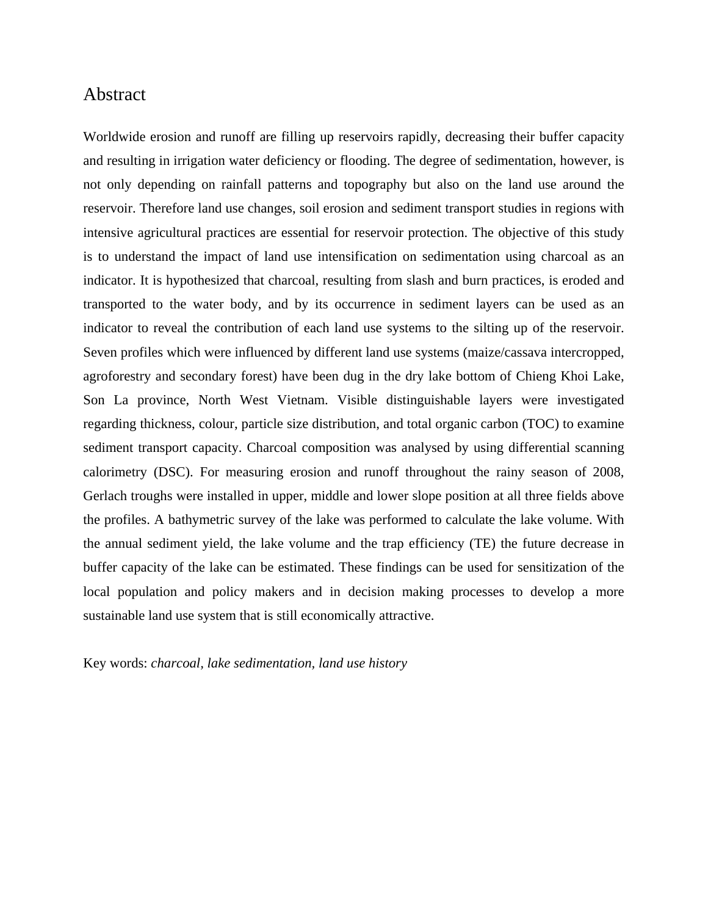# Abstract

Worldwide erosion and runoff are filling up reservoirs rapidly, decreasing their buffer capacity and resulting in irrigation water deficiency or flooding. The degree of sedimentation, however, is not only depending on rainfall patterns and topography but also on the land use around the reservoir. Therefore land use changes, soil erosion and sediment transport studies in regions with intensive agricultural practices are essential for reservoir protection. The objective of this study is to understand the impact of land use intensification on sedimentation using charcoal as an indicator. It is hypothesized that charcoal, resulting from slash and burn practices, is eroded and transported to the water body, and by its occurrence in sediment layers can be used as an indicator to reveal the contribution of each land use systems to the silting up of the reservoir. Seven profiles which were influenced by different land use systems (maize/cassava intercropped, agroforestry and secondary forest) have been dug in the dry lake bottom of Chieng Khoi Lake, Son La province, North West Vietnam. Visible distinguishable layers were investigated regarding thickness, colour, particle size distribution, and total organic carbon (TOC) to examine sediment transport capacity. Charcoal composition was analysed by using differential scanning calorimetry (DSC). For measuring erosion and runoff throughout the rainy season of 2008, Gerlach troughs were installed in upper, middle and lower slope position at all three fields above the profiles. A bathymetric survey of the lake was performed to calculate the lake volume. With the annual sediment yield, the lake volume and the trap efficiency (TE) the future decrease in buffer capacity of the lake can be estimated. These findings can be used for sensitization of the local population and policy makers and in decision making processes to develop a more sustainable land use system that is still economically attractive.

Key words: *charcoal, lake sedimentation, land use history*